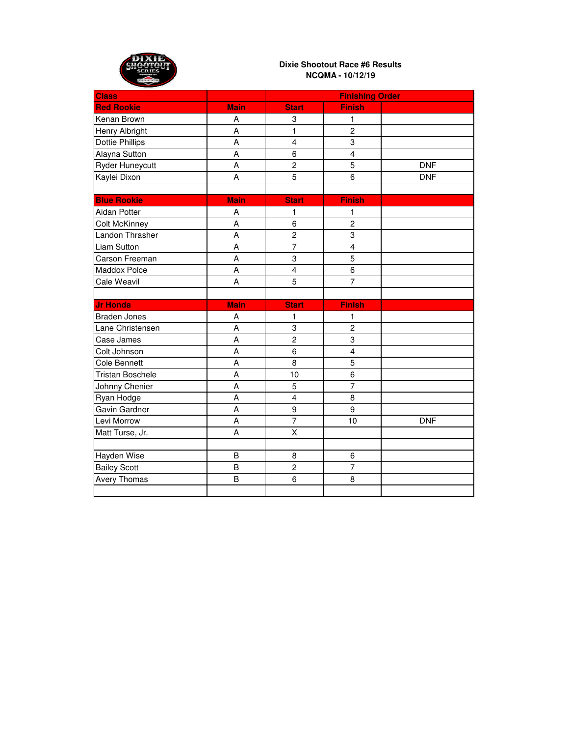# Dixie Shootout Race #6 Results
## NCQMA - 10/12/19

| Class | | Finishing Order | | |
|---|---|---|---|---|
| **Red Rookie** | **Main** | **Start** | **Finish** | |
| Kenan Brown | A | 3 | 1 | |
| Henry Albright | A | 1 | 2 | |
| Dottie Phillips | A | 4 | 3 | |
| Alayna Sutton | A | 6 | 4 | |
| Ryder Huneycutt | A | 2 | 5 | DNF |
| Kaylei Dixon | A | 5 | 6 | DNF |
| | | | | |
| **Blue Rookie** | **Main** | **Start** | **Finish** | |
| Aidan Potter | A | 1 | 1 | |
| Colt McKinney | A | 6 | 2 | |
| Landon Thrasher | A | 2 | 3 | |
| Liam Sutton | A | 7 | 4 | |
| Carson Freeman | A | 3 | 5 | |
| Maddox Polce | A | 4 | 6 | |
| Cale Weavil | A | 5 | 7 | |
| | | | | |
| **Jr Honda** | **Main** | **Start** | **Finish** | |
| Braden Jones | A | 1 | 1 | |
| Lane Christensen | A | 3 | 2 | |
| Case James | A | 2 | 3 | |
| Colt Johnson | A | 6 | 4 | |
| Cole Bennett | A | 8 | 5 | |
| Tristan Boschele | A | 10 | 6 | |
| Johnny Chenier | A | 5 | 7 | |
| Ryan Hodge | A | 4 | 8 | |
| Gavin Gardner | A | 9 | 9 | |
| Levi Morrow | A | 7 | 10 | DNF |
| Matt Turse, Jr. | A | X | | |
| | | | | |
| Hayden Wise | B | 8 | 6 | |
| Bailey Scott | B | 2 | 7 | |
| Avery Thomas | B | 6 | 8 | |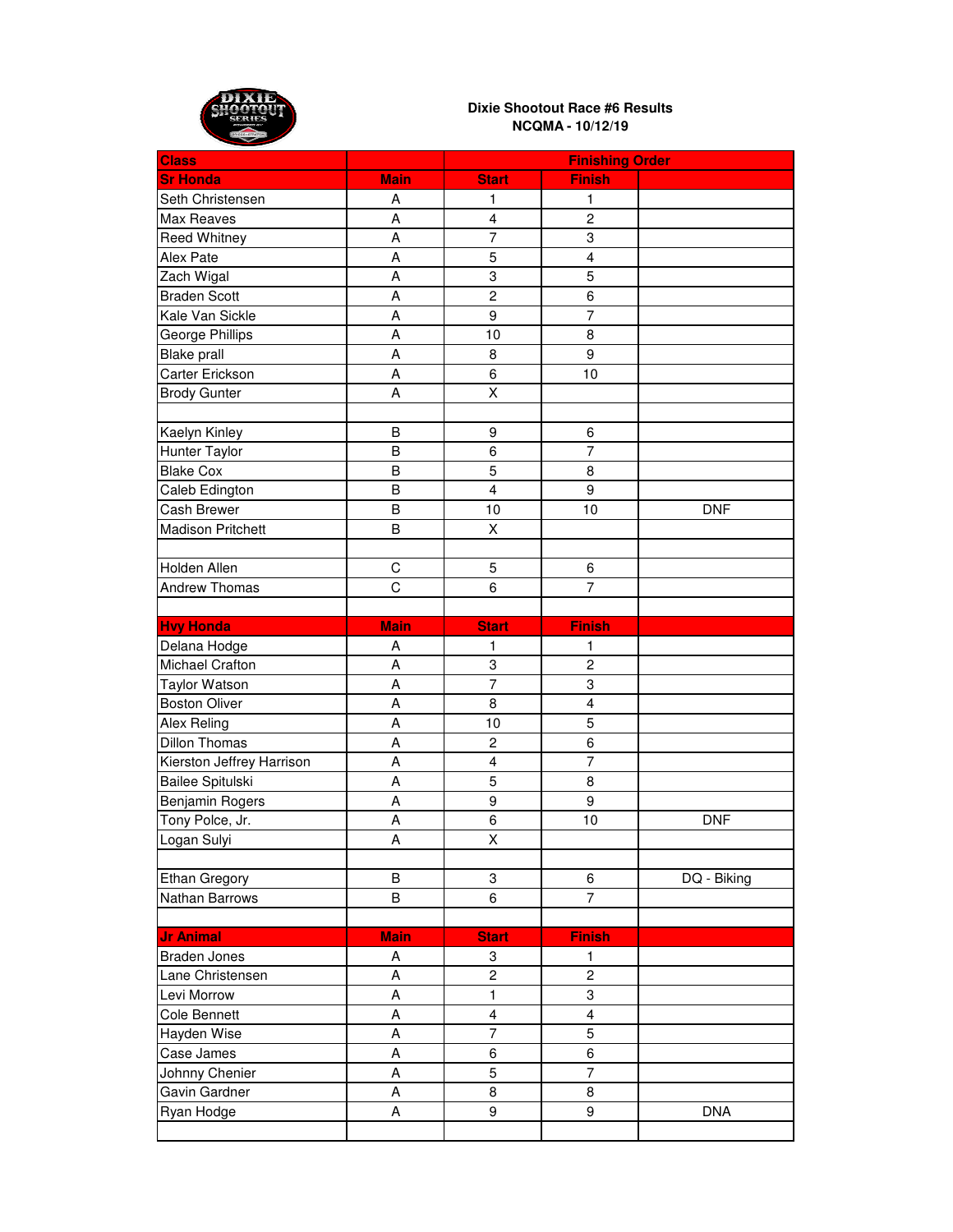**Dixie Shootout Race #6 Results**
**NCQMA - 10/12/19**

| Class | | Finishing Order | | |
|---|---|---|---|---|
| **Sr Honda** | **Main** | **Start** | **Finish** | |
| Seth Christensen | A | 1 | 1 | |
| Max Reaves | A | 4 | 2 | |
| Reed Whitney | A | 7 | 3 | |
| Alex Pate | A | 5 | 4 | |
| Zach Wigal | A | 3 | 5 | |
| Braden Scott | A | 2 | 6 | |
| Kale Van Sickle | A | 9 | 7 | |
| George Phillips | A | 10 | 8 | |
| Blake prall | A | 8 | 9 | |
| Carter Erickson | A | 6 | 10 | |
| Brody Gunter | A | X | | |
| | | | | |
| Kaelyn Kinley | B | 9 | 6 | |
| Hunter Taylor | B | 6 | 7 | |
| Blake Cox | B | 5 | 8 | |
| Caleb Edington | B | 4 | 9 | |
| Cash Brewer | B | 10 | 10 | DNF |
| Madison Pritchett | B | X | | |
| | | | | |
| Holden Allen | C | 5 | 6 | |
| Andrew Thomas | C | 6 | 7 | |
| | | | | |
| **Hvy Honda** | **Main** | **Start** | **Finish** | |
| Delana Hodge | A | 1 | 1 | |
| Michael Crafton | A | 3 | 2 | |
| Taylor Watson | A | 7 | 3 | |
| Boston Oliver | A | 8 | 4 | |
| Alex Reling | A | 10 | 5 | |
| Dillon Thomas | A | 2 | 6 | |
| Kierston Jeffrey Harrison | A | 4 | 7 | |
| Bailee Spitulski | A | 5 | 8 | |
| Benjamin Rogers | A | 9 | 9 | |
| Tony Polce, Jr. | A | 6 | 10 | DNF |
| Logan Sulyi | A | X | | |
| | | | | |
| Ethan Gregory | B | 3 | 6 | DQ - Biking |
| Nathan Barrows | B | 6 | 7 | |
| | | | | |
| **Jr Animal** | **Main** | **Start** | **Finish** | |
| Braden Jones | A | 3 | 1 | |
| Lane Christensen | A | 2 | 2 | |
| Levi Morrow | A | 1 | 3 | |
| Cole Bennett | A | 4 | 4 | |
| Hayden Wise | A | 7 | 5 | |
| Case James | A | 6 | 6 | |
| Johnny Chenier | A | 5 | 7 | |
| Gavin Gardner | A | 8 | 8 | |
| Ryan Hodge | A | 9 | 9 | DNA |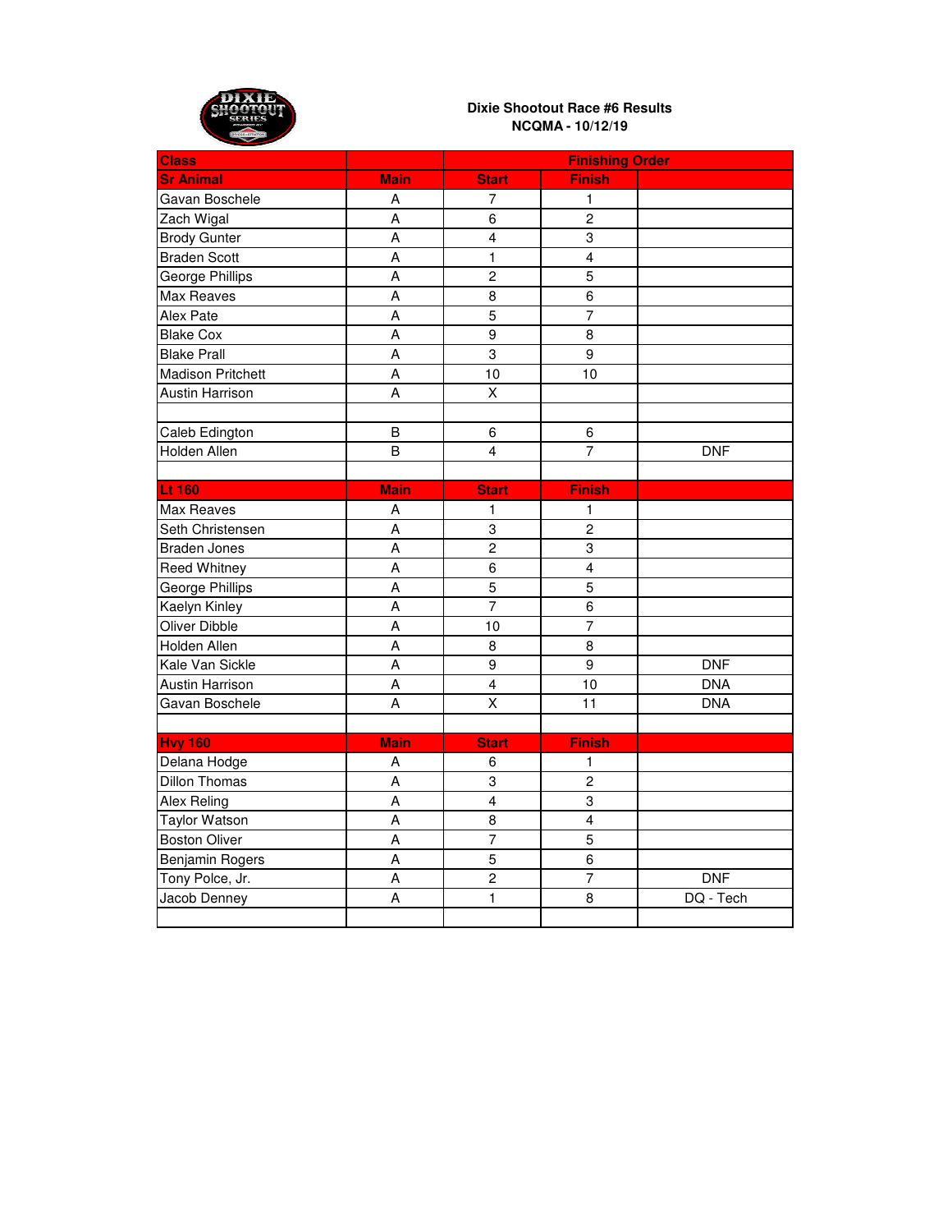**Dixie Shootout Race #6 Results**
**NCQMA - 10/12/19**

| Class | | Finishing Order | | |
|---|---|---|---|---|
| **Sr Animal** | **Main** | **Start** | **Finish** | |
| Gavan Boschele | A | 7 | 1 | |
| Zach Wigal | A | 6 | 2 | |
| Brody Gunter | A | 4 | 3 | |
| Braden Scott | A | 1 | 4 | |
| George Phillips | A | 2 | 5 | |
| Max Reaves | A | 8 | 6 | |
| Alex Pate | A | 5 | 7 | |
| Blake Cox | A | 9 | 8 | |
| Blake Prall | A | 3 | 9 | |
| Madison Pritchett | A | 10 | 10 | |
| Austin Harrison | A | X | | |
| | | | | |
| Caleb Edington | B | 6 | 6 | |
| Holden Allen | B | 4 | 7 | DNF |
| | | | | |
| **Lt 160** | **Main** | **Start** | **Finish** | |
| Max Reaves | A | 1 | 1 | |
| Seth Christensen | A | 3 | 2 | |
| Braden Jones | A | 2 | 3 | |
| Reed Whitney | A | 6 | 4 | |
| George Phillips | A | 5 | 5 | |
| Kaelyn Kinley | A | 7 | 6 | |
| Oliver Dibble | A | 10 | 7 | |
| Holden Allen | A | 8 | 8 | |
| Kale Van Sickle | A | 9 | 9 | DNF |
| Austin Harrison | A | 4 | 10 | DNA |
| Gavan Boschele | A | X | 11 | DNA |
| | | | | |
| **Hvy 160** | **Main** | **Start** | **Finish** | |
| Delana Hodge | A | 6 | 1 | |
| Dillon Thomas | A | 3 | 2 | |
| Alex Reling | A | 4 | 3 | |
| Taylor Watson | A | 8 | 4 | |
| Boston Oliver | A | 7 | 5 | |
| Benjamin Rogers | A | 5 | 6 | |
| Tony Polce, Jr. | A | 2 | 7 | DNF |
| Jacob Denney | A | 1 | 8 | DQ - Tech |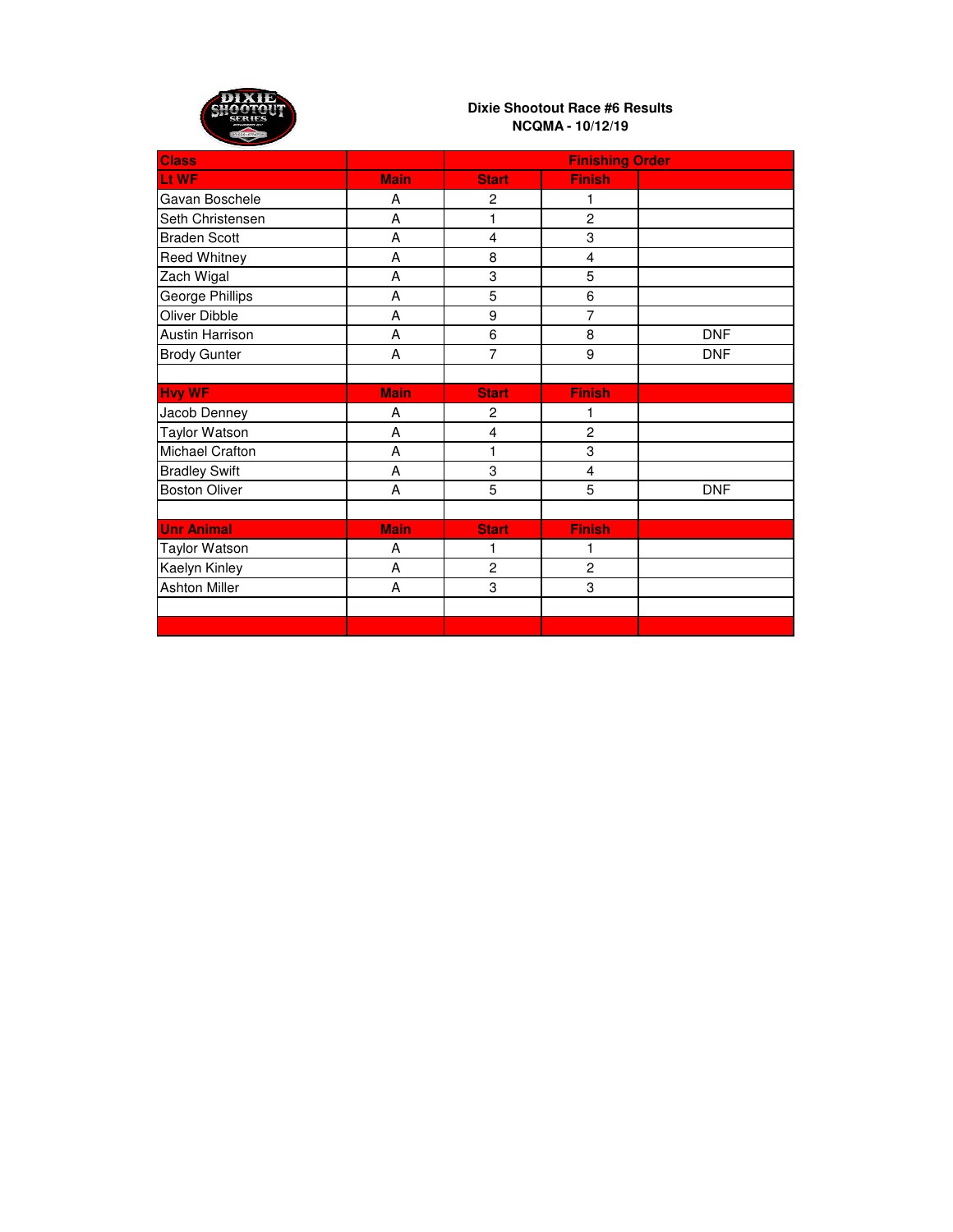**Dixie Shootout Race #6 Results**
**NCQMA - 10/12/19**

| Class | | Finishing Order | | |
|---|---|---|---|---|
| **Lt WF** | **Main** | **Start** | **Finish** | |
| Gavan Boschele | A | 2 | 1 | |
| Seth Christensen | A | 1 | 2 | |
| Braden Scott | A | 4 | 3 | |
| Reed Whitney | A | 8 | 4 | |
| Zach Wigal | A | 3 | 5 | |
| George Phillips | A | 5 | 6 | |
| Oliver Dibble | A | 9 | 7 | |
| Austin Harrison | A | 6 | 8 | DNF |
| Brody Gunter | A | 7 | 9 | DNF |
| | | | | |
| **Hvy WF** | **Main** | **Start** | **Finish** | |
| Jacob Denney | A | 2 | 1 | |
| Taylor Watson | A | 4 | 2 | |
| Michael Crafton | A | 1 | 3 | |
| Bradley Swift | A | 3 | 4 | |
| Boston Oliver | A | 5 | 5 | DNF |
| | | | | |
| **Unr Animal** | **Main** | **Start** | **Finish** | |
| Taylor Watson | A | 1 | 1 | |
| Kaelyn Kinley | A | 2 | 2 | |
| Ashton Miller | A | 3 | 3 | |